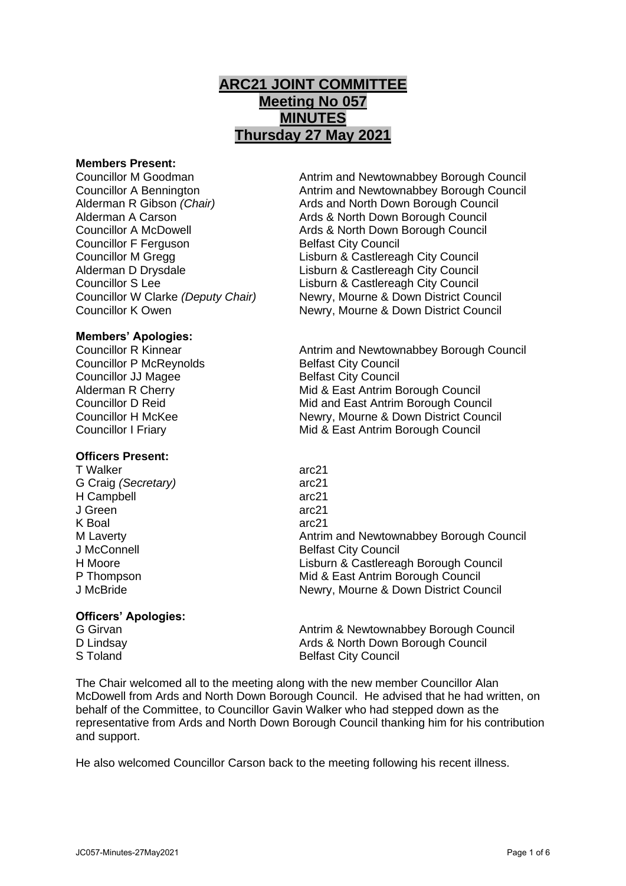# ARC21 JOINT COMMITTEE
# Meeting No 057
# MINUTES
# Thursday 27 May 2021

**Members Present:**

| | |
|---|---|
| Councillor M Goodman | Antrim and Newtownabbey Borough Council |
| Councillor A Bennington | Antrim and Newtownabbey Borough Council |
| Alderman R Gibson *(Chair)* | Ards and North Down Borough Council |
| Alderman A Carson | Ards & North Down Borough Council |
| Councillor A McDowell | Ards & North Down Borough Council |
| Councillor F Ferguson | Belfast City Council |
| Councillor M Gregg | Lisburn & Castlereagh City Council |
| Alderman D Drysdale | Lisburn & Castlereagh City Council |
| Councillor S Lee | Lisburn & Castlereagh City Council |
| Councillor W Clarke *(Deputy Chair)* | Newry, Mourne & Down District Council |
| Councillor K Owen | Newry, Mourne & Down District Council |

**Members' Apologies:**

| | |
|---|---|
| Councillor R Kinnear | Antrim and Newtownabbey Borough Council |
| Councillor P McReynolds | Belfast City Council |
| Councillor JJ Magee | Belfast City Council |
| Alderman R Cherry | Mid & East Antrim Borough Council |
| Councillor D Reid | Mid and East Antrim Borough Council |
| Councillor H McKee | Newry, Mourne & Down District Council |
| Councillor I Friary | Mid & East Antrim Borough Council |

**Officers Present:**

| | |
|---|---|
| T Walker | arc21 |
| G Craig *(Secretary)* | arc21 |
| H Campbell | arc21 |
| J Green | arc21 |
| K Boal | arc21 |
| M Laverty | Antrim and Newtownabbey Borough Council |
| J McConnell | Belfast City Council |
| H Moore | Lisburn & Castlereagh Borough Council |
| P Thompson | Mid & East Antrim Borough Council |
| J McBride | Newry, Mourne & Down District Council |

**Officers' Apologies:**

| | |
|---|---|
| G Girvan | Antrim & Newtownabbey Borough Council |
| D Lindsay | Ards & North Down Borough Council |
| S Toland | Belfast City Council |

The Chair welcomed all to the meeting along with the new member Councillor Alan McDowell from Ards and North Down Borough Council. He advised that he had written, on behalf of the Committee, to Councillor Gavin Walker who had stepped down as the representative from Ards and North Down Borough Council thanking him for his contribution and support.

He also welcomed Councillor Carson back to the meeting following his recent illness.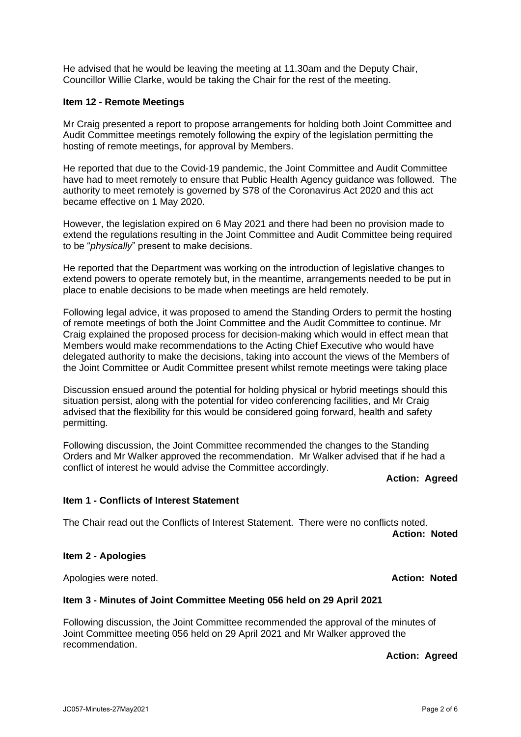He advised that he would be leaving the meeting at 11.30am and the Deputy Chair, Councillor Willie Clarke, would be taking the Chair for the rest of the meeting.

**Item 12 - Remote Meetings**

Mr Craig presented a report to propose arrangements for holding both Joint Committee and Audit Committee meetings remotely following the expiry of the legislation permitting the hosting of remote meetings, for approval by Members.

He reported that due to the Covid-19 pandemic, the Joint Committee and Audit Committee have had to meet remotely to ensure that Public Health Agency guidance was followed. The authority to meet remotely is governed by S78 of the Coronavirus Act 2020 and this act became effective on 1 May 2020.

However, the legislation expired on 6 May 2021 and there had been no provision made to extend the regulations resulting in the Joint Committee and Audit Committee being required to be "*physically*" present to make decisions.

He reported that the Department was working on the introduction of legislative changes to extend powers to operate remotely but, in the meantime, arrangements needed to be put in place to enable decisions to be made when meetings are held remotely.

Following legal advice, it was proposed to amend the Standing Orders to permit the hosting of remote meetings of both the Joint Committee and the Audit Committee to continue. Mr Craig explained the proposed process for decision-making which would in effect mean that Members would make recommendations to the Acting Chief Executive who would have delegated authority to make the decisions, taking into account the views of the Members of the Joint Committee or Audit Committee present whilst remote meetings were taking place

Discussion ensued around the potential for holding physical or hybrid meetings should this situation persist, along with the potential for video conferencing facilities, and Mr Craig advised that the flexibility for this would be considered going forward, health and safety permitting.

Following discussion, the Joint Committee recommended the changes to the Standing Orders and Mr Walker approved the recommendation. Mr Walker advised that if he had a conflict of interest he would advise the Committee accordingly.

**Action: Agreed**

**Item 1 - Conflicts of Interest Statement**

The Chair read out the Conflicts of Interest Statement. There were no conflicts noted.

**Action: Noted**

**Item 2 - Apologies**

Apologies were noted. **Action: Noted**

**Item 3 - Minutes of Joint Committee Meeting 056 held on 29 April 2021**

Following discussion, the Joint Committee recommended the approval of the minutes of Joint Committee meeting 056 held on 29 April 2021 and Mr Walker approved the recommendation.

**Action: Agreed**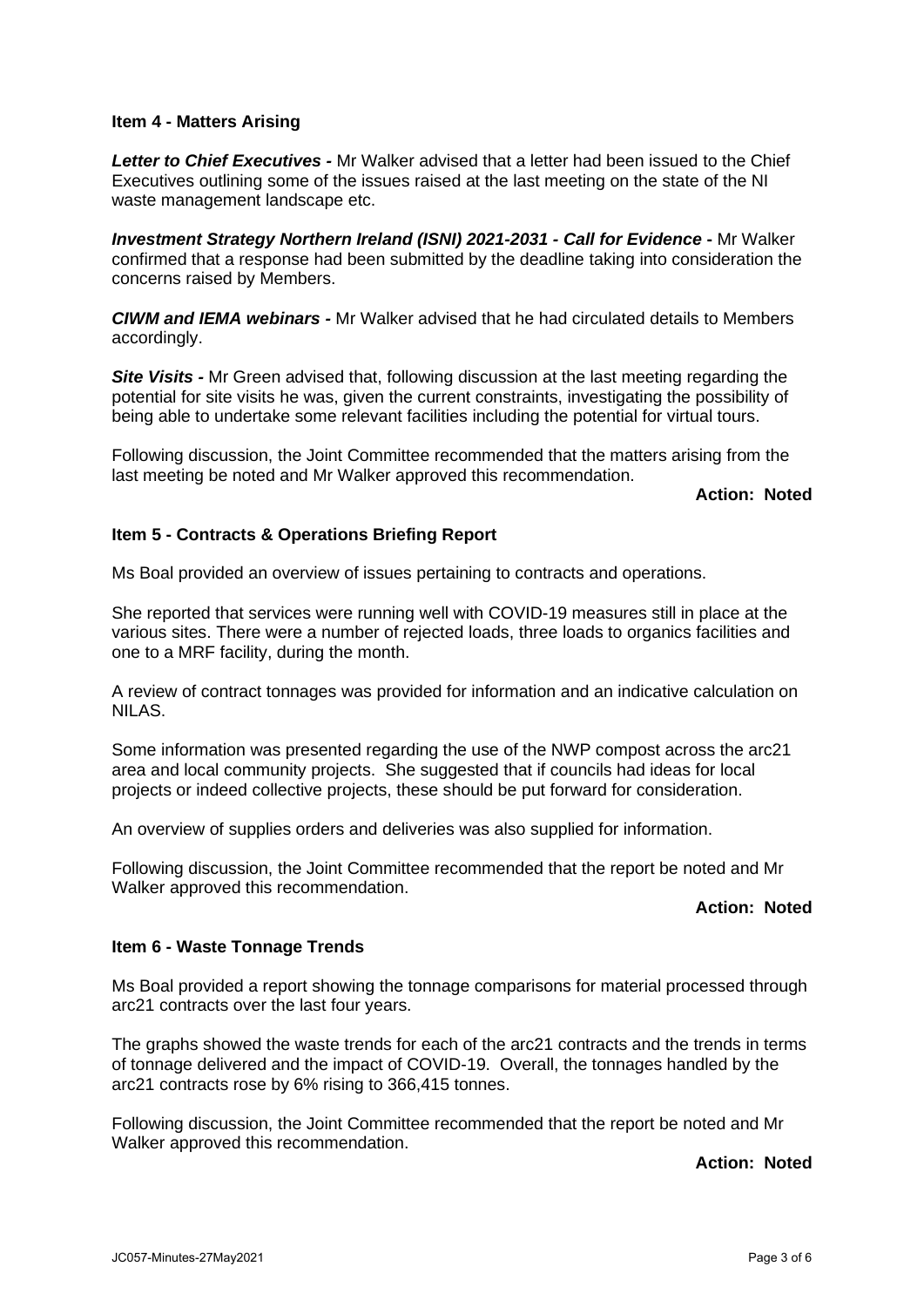**Item 4 - Matters Arising**

***Letter to Chief Executives -*** Mr Walker advised that a letter had been issued to the Chief Executives outlining some of the issues raised at the last meeting on the state of the NI waste management landscape etc.

***Investment Strategy Northern Ireland (ISNI) 2021-2031 - Call for Evidence -*** Mr Walker confirmed that a response had been submitted by the deadline taking into consideration the concerns raised by Members.

***CIWM and IEMA webinars -*** Mr Walker advised that he had circulated details to Members accordingly.

***Site Visits -*** Mr Green advised that, following discussion at the last meeting regarding the potential for site visits he was, given the current constraints, investigating the possibility of being able to undertake some relevant facilities including the potential for virtual tours.

Following discussion, the Joint Committee recommended that the matters arising from the last meeting be noted and Mr Walker approved this recommendation.

**Action: Noted**

**Item 5 - Contracts & Operations Briefing Report**

Ms Boal provided an overview of issues pertaining to contracts and operations.

She reported that services were running well with COVID-19 measures still in place at the various sites. There were a number of rejected loads, three loads to organics facilities and one to a MRF facility, during the month.

A review of contract tonnages was provided for information and an indicative calculation on NILAS.

Some information was presented regarding the use of the NWP compost across the arc21 area and local community projects. She suggested that if councils had ideas for local projects or indeed collective projects, these should be put forward for consideration.

An overview of supplies orders and deliveries was also supplied for information.

Following discussion, the Joint Committee recommended that the report be noted and Mr Walker approved this recommendation.

**Action: Noted**

**Item 6 - Waste Tonnage Trends**

Ms Boal provided a report showing the tonnage comparisons for material processed through arc21 contracts over the last four years.

The graphs showed the waste trends for each of the arc21 contracts and the trends in terms of tonnage delivered and the impact of COVID-19. Overall, the tonnages handled by the arc21 contracts rose by 6% rising to 366,415 tonnes.

Following discussion, the Joint Committee recommended that the report be noted and Mr Walker approved this recommendation.

**Action: Noted**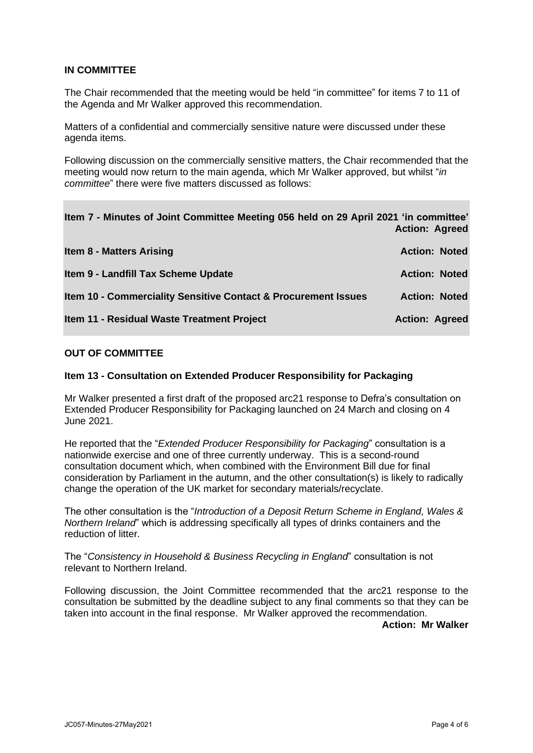**IN COMMITTEE**

The Chair recommended that the meeting would be held "in committee" for items 7 to 11 of the Agenda and Mr Walker approved this recommendation.

Matters of a confidential and commercially sensitive nature were discussed under these agenda items.

Following discussion on the commercially sensitive matters, the Chair recommended that the meeting would now return to the main agenda, which Mr Walker approved, but whilst "*in committee*" there were five matters discussed as follows:

| | |
|---|---|
| **Item 7 - Minutes of Joint Committee Meeting 056 held on 29 April 2021 'in committee'** | **Action: Agreed** |
| **Item 8 - Matters Arising** | **Action: Noted** |
| **Item 9 - Landfill Tax Scheme Update** | **Action: Noted** |
| **Item 10 - Commerciality Sensitive Contact & Procurement Issues** | **Action: Noted** |
| **Item 11 - Residual Waste Treatment Project** | **Action: Agreed** |

**OUT OF COMMITTEE**

**Item 13 - Consultation on Extended Producer Responsibility for Packaging**

Mr Walker presented a first draft of the proposed arc21 response to Defra's consultation on Extended Producer Responsibility for Packaging launched on 24 March and closing on 4 June 2021.

He reported that the "*Extended Producer Responsibility for Packaging*" consultation is a nationwide exercise and one of three currently underway. This is a second-round consultation document which, when combined with the Environment Bill due for final consideration by Parliament in the autumn, and the other consultation(s) is likely to radically change the operation of the UK market for secondary materials/recyclate.

The other consultation is the "*Introduction of a Deposit Return Scheme in England, Wales & Northern Ireland*" which is addressing specifically all types of drinks containers and the reduction of litter.

The "*Consistency in Household & Business Recycling in England*" consultation is not relevant to Northern Ireland.

Following discussion, the Joint Committee recommended that the arc21 response to the consultation be submitted by the deadline subject to any final comments so that they can be taken into account in the final response. Mr Walker approved the recommendation.

**Action: Mr Walker**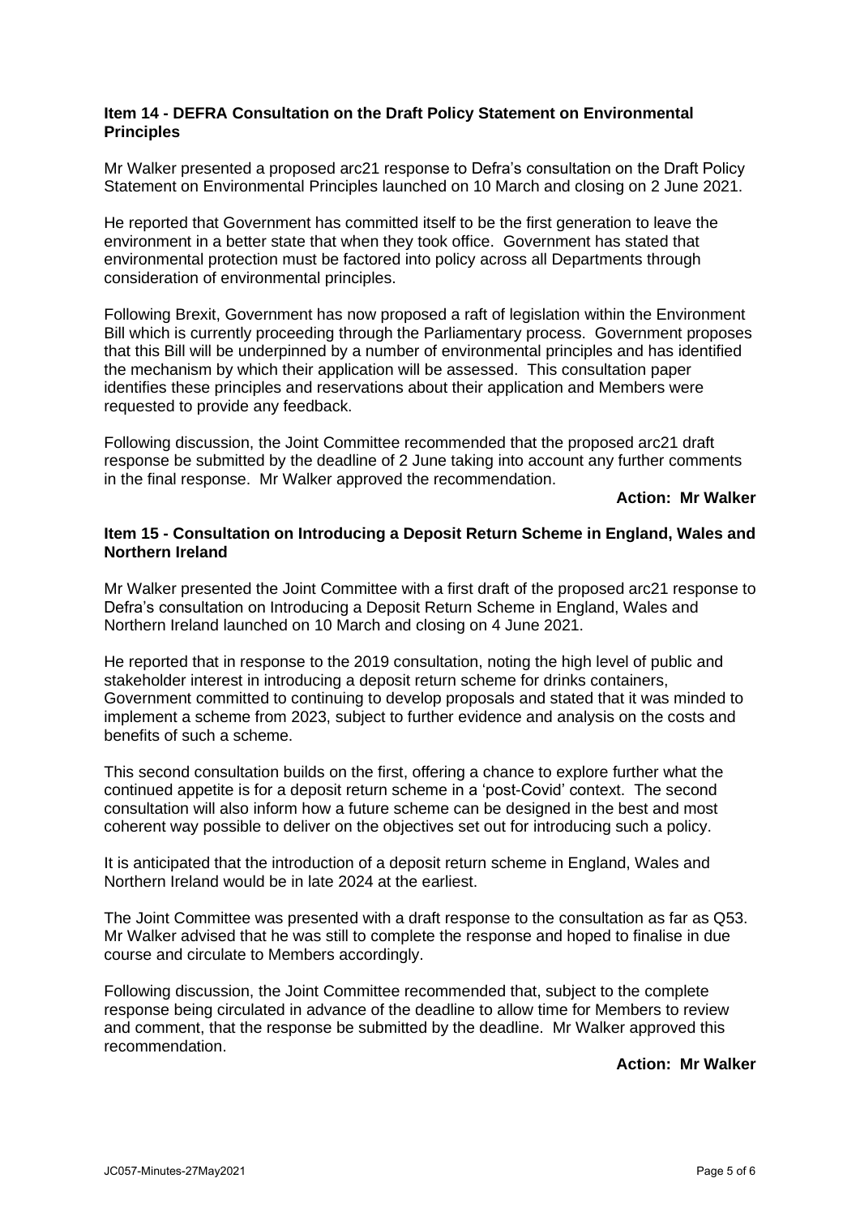### Item 14 - DEFRA Consultation on the Draft Policy Statement on Environmental Principles

Mr Walker presented a proposed arc21 response to Defra's consultation on the Draft Policy Statement on Environmental Principles launched on 10 March and closing on 2 June 2021.

He reported that Government has committed itself to be the first generation to leave the environment in a better state that when they took office. Government has stated that environmental protection must be factored into policy across all Departments through consideration of environmental principles.

Following Brexit, Government has now proposed a raft of legislation within the Environment Bill which is currently proceeding through the Parliamentary process. Government proposes that this Bill will be underpinned by a number of environmental principles and has identified the mechanism by which their application will be assessed. This consultation paper identifies these principles and reservations about their application and Members were requested to provide any feedback.

Following discussion, the Joint Committee recommended that the proposed arc21 draft response be submitted by the deadline of 2 June taking into account any further comments in the final response. Mr Walker approved the recommendation.

**Action: Mr Walker**

### Item 15 - Consultation on Introducing a Deposit Return Scheme in England, Wales and Northern Ireland

Mr Walker presented the Joint Committee with a first draft of the proposed arc21 response to Defra's consultation on Introducing a Deposit Return Scheme in England, Wales and Northern Ireland launched on 10 March and closing on 4 June 2021.

He reported that in response to the 2019 consultation, noting the high level of public and stakeholder interest in introducing a deposit return scheme for drinks containers, Government committed to continuing to develop proposals and stated that it was minded to implement a scheme from 2023, subject to further evidence and analysis on the costs and benefits of such a scheme.

This second consultation builds on the first, offering a chance to explore further what the continued appetite is for a deposit return scheme in a 'post-Covid' context. The second consultation will also inform how a future scheme can be designed in the best and most coherent way possible to deliver on the objectives set out for introducing such a policy.

It is anticipated that the introduction of a deposit return scheme in England, Wales and Northern Ireland would be in late 2024 at the earliest.

The Joint Committee was presented with a draft response to the consultation as far as Q53. Mr Walker advised that he was still to complete the response and hoped to finalise in due course and circulate to Members accordingly.

Following discussion, the Joint Committee recommended that, subject to the complete response being circulated in advance of the deadline to allow time for Members to review and comment, that the response be submitted by the deadline. Mr Walker approved this recommendation.

**Action: Mr Walker**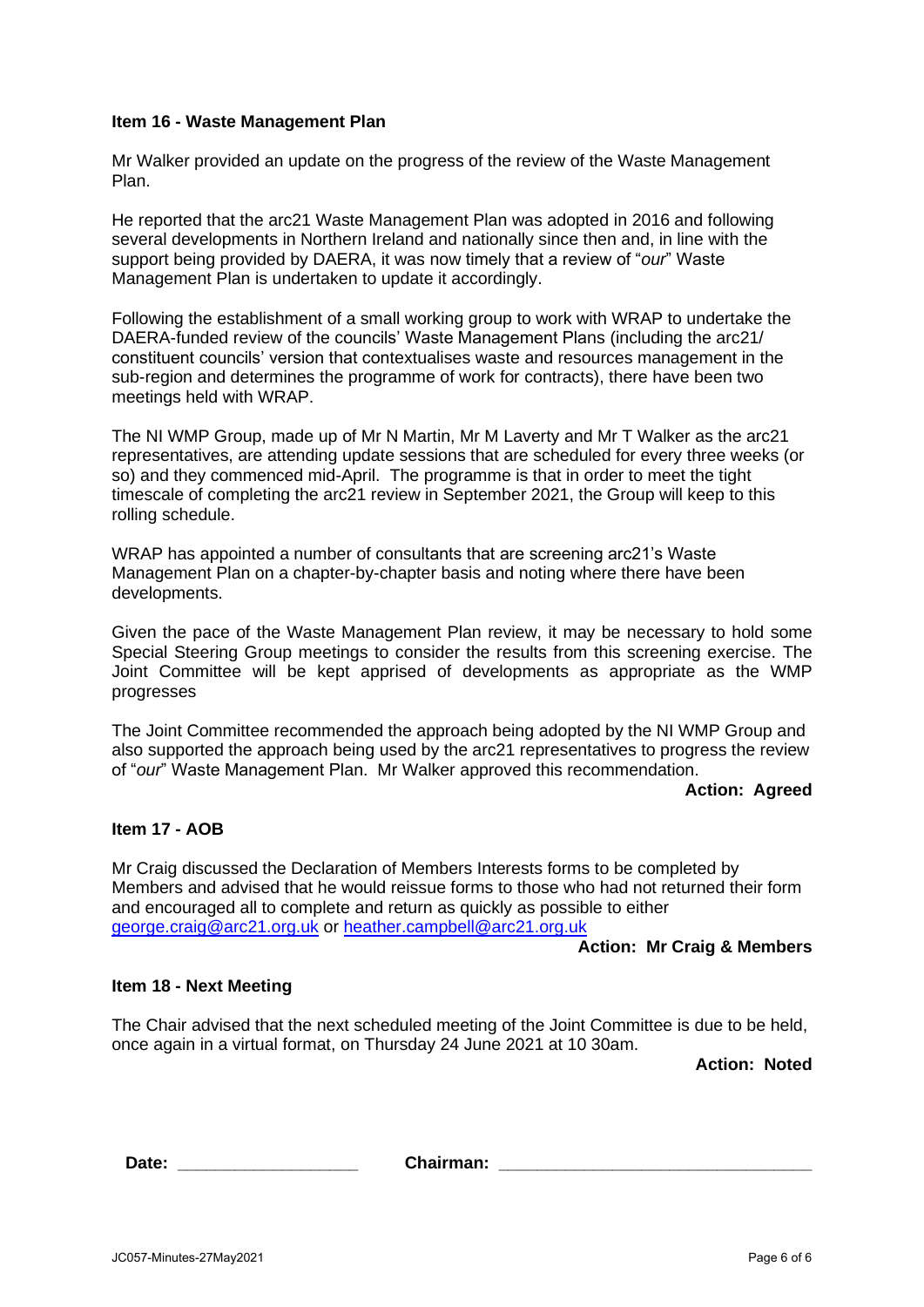**Item 16 - Waste Management Plan**

Mr Walker provided an update on the progress of the review of the Waste Management Plan.

He reported that the arc21 Waste Management Plan was adopted in 2016 and following several developments in Northern Ireland and nationally since then and, in line with the support being provided by DAERA, it was now timely that a review of "*our*" Waste Management Plan is undertaken to update it accordingly.

Following the establishment of a small working group to work with WRAP to undertake the DAERA-funded review of the councils' Waste Management Plans (including the arc21/ constituent councils' version that contextualises waste and resources management in the sub-region and determines the programme of work for contracts), there have been two meetings held with WRAP.

The NI WMP Group, made up of Mr N Martin, Mr M Laverty and Mr T Walker as the arc21 representatives, are attending update sessions that are scheduled for every three weeks (or so) and they commenced mid-April. The programme is that in order to meet the tight timescale of completing the arc21 review in September 2021, the Group will keep to this rolling schedule.

WRAP has appointed a number of consultants that are screening arc21's Waste Management Plan on a chapter-by-chapter basis and noting where there have been developments.

Given the pace of the Waste Management Plan review, it may be necessary to hold some Special Steering Group meetings to consider the results from this screening exercise. The Joint Committee will be kept apprised of developments as appropriate as the WMP progresses

The Joint Committee recommended the approach being adopted by the NI WMP Group and also supported the approach being used by the arc21 representatives to progress the review of "*our*" Waste Management Plan. Mr Walker approved this recommendation.

**Action: Agreed**

**Item 17 - AOB**

Mr Craig discussed the Declaration of Members Interests forms to be completed by Members and advised that he would reissue forms to those who had not returned their form and encouraged all to complete and return as quickly as possible to either george.craig@arc21.org.uk or heather.campbell@arc21.org.uk

**Action: Mr Craig & Members**

**Item 18 - Next Meeting**

The Chair advised that the next scheduled meeting of the Joint Committee is due to be held, once again in a virtual format, on Thursday 24 June 2021 at 10 30am.

**Action: Noted**

**Date:** ____________________ **Chairman:** ________________________________

JC057-Minutes-27May2021